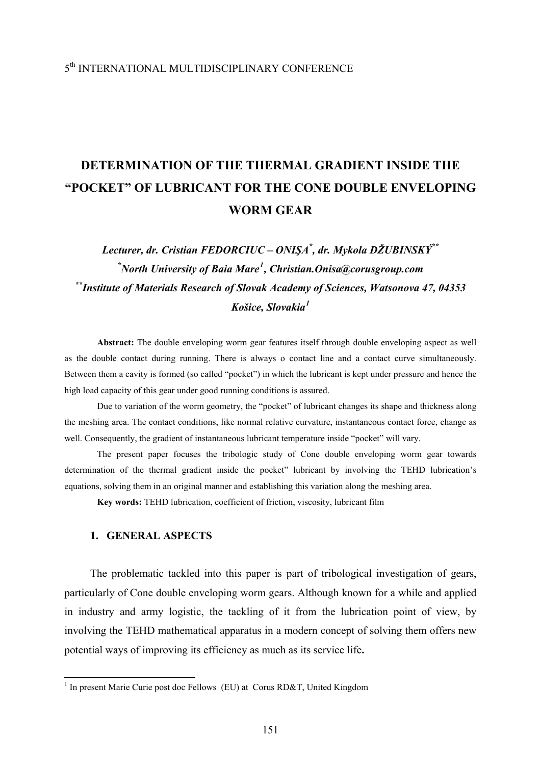5th INTERNATIONAL MULTIDISCIPLINARY CONFERENCE

# DETERMINATION OF THE THERMAL GRADIENT INSIDE THE "POCKET" OF LUBRICANT FOR THE CONE DOUBLE ENVELOPING WORM GEAR

***Lecturer, dr. Cristian FEDORCIUC – ONIŞA*, dr. Mykola DŽUBINSKÝ\*\****

***\*North University of Baia Mare[1], Christian.Onisa@corusgroup.com***

***\*\*Institute of Materials Research of Slovak Academy of Sciences, Watsonova 47, 04353 Košice, Slovakia[1]***

**Abstract:** The double enveloping worm gear features itself through double enveloping aspect as well as the double contact during running. There is always o contact line and a contact curve simultaneously. Between them a cavity is formed (so called "pocket") in which the lubricant is kept under pressure and hence the high load capacity of this gear under good running conditions is assured.

Due to variation of the worm geometry, the "pocket" of lubricant changes its shape and thickness along the meshing area. The contact conditions, like normal relative curvature, instantaneous contact force, change as well. Consequently, the gradient of instantaneous lubricant temperature inside "pocket" will vary.

The present paper focuses the tribologic study of Cone double enveloping worm gear towards determination of the thermal gradient inside the pocket" lubricant by involving the TEHD lubrication's equations, solving them in an original manner and establishing this variation along the meshing area.

**Key words:** TEHD lubrication, coefficient of friction, viscosity, lubricant film

## 1. GENERAL ASPECTS

The problematic tackled into this paper is part of tribological investigation of gears, particularly of Cone double enveloping worm gears. Although known for a while and applied in industry and army logistic, the tackling of it from the lubrication point of view, by involving the TEHD mathematical apparatus in a modern concept of solving them offers new potential ways of improving its efficiency as much as its service life**.**

---

[1] In present Marie Curie post doc Fellows (EU) at Corus RD&T, United Kingdom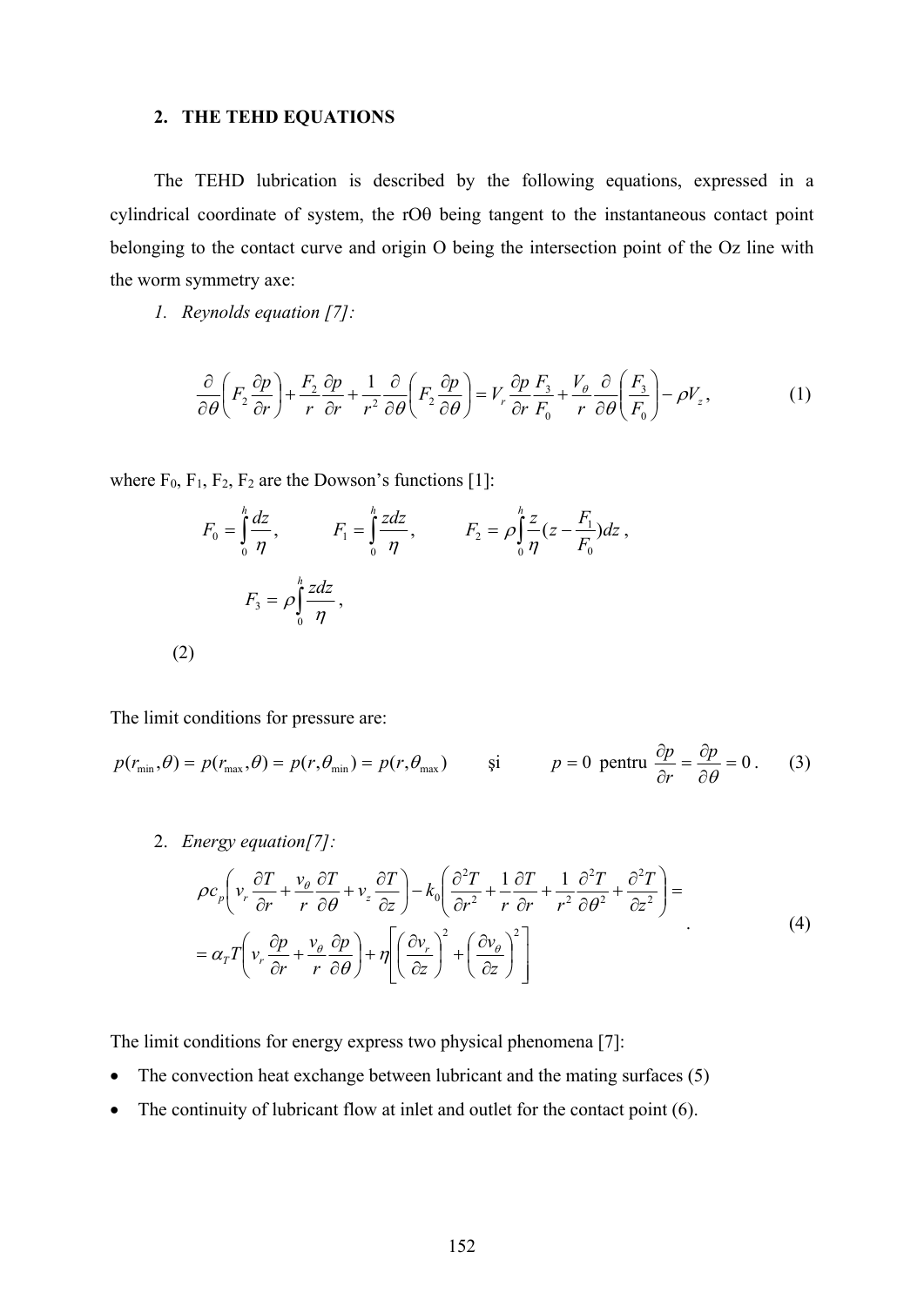## 2. THE TEHD EQUATIONS

The TEHD lubrication is described by the following equations, expressed in a cylindrical coordinate of system, the rOθ being tangent to the instantaneous contact point belonging to the contact curve and origin O being the intersection point of the Oz line with the worm symmetry axe:

*1. Reynolds equation [7]:*

$$\frac{\partial}{\partial \theta}\left(F_2 \frac{\partial p}{\partial r}\right) + \frac{F_2}{r}\frac{\partial p}{\partial r} + \frac{1}{r^2}\frac{\partial}{\partial \theta}\left(F_2 \frac{\partial p}{\partial \theta}\right) = V_r \frac{\partial p}{\partial r}\frac{F_3}{F_0} + \frac{V_\theta}{r}\frac{\partial}{\partial \theta}\left(\frac{F_3}{F_0}\right) - \rho V_z, \tag{1}$$

where $F_0$, $F_1$, $F_2$, $F_2$ are the Dowson's functions [1]:

$$F_0 = \int_0^h \frac{dz}{\eta}, \qquad F_1 = \int_0^h \frac{z dz}{\eta}, \qquad F_2 = \rho \int_0^h \frac{z}{\eta}\left(z - \frac{F_1}{F_0}\right) dz,$$

$$F_3 = \rho \int_0^h \frac{z dz}{\eta}, \tag{2}$$

The limit conditions for pressure are:

$$p(r_{\min}, \theta) = p(r_{\max}, \theta) = p(r, \theta_{\min}) = p(r, \theta_{\max}) \qquad \text{şi} \qquad p = 0 \text{ pentru } \frac{\partial p}{\partial r} = \frac{\partial p}{\partial \theta} = 0. \tag{3}$$

2. *Energy equation[7]:*

$$\begin{aligned} &\rho c_p \left( v_r \frac{\partial T}{\partial r} + \frac{v_\theta}{r}\frac{\partial T}{\partial \theta} + v_z \frac{\partial T}{\partial z}\right) - k_0 \left( \frac{\partial^2 T}{\partial r^2} + \frac{1}{r}\frac{\partial T}{\partial r} + \frac{1}{r^2}\frac{\partial^2 T}{\partial \theta^2} + \frac{\partial^2 T}{\partial z^2}\right) = \\ &= \alpha_T T \left( v_r \frac{\partial p}{\partial r} + \frac{v_\theta}{r}\frac{\partial p}{\partial \theta}\right) + \eta \left[ \left(\frac{\partial v_r}{\partial z}\right)^2 + \left(\frac{\partial v_\theta}{\partial z}\right)^2 \right] \end{aligned}. \tag{4}$$

The limit conditions for energy express two physical phenomena [7]:

- The convection heat exchange between lubricant and the mating surfaces (5)
- The continuity of lubricant flow at inlet and outlet for the contact point (6).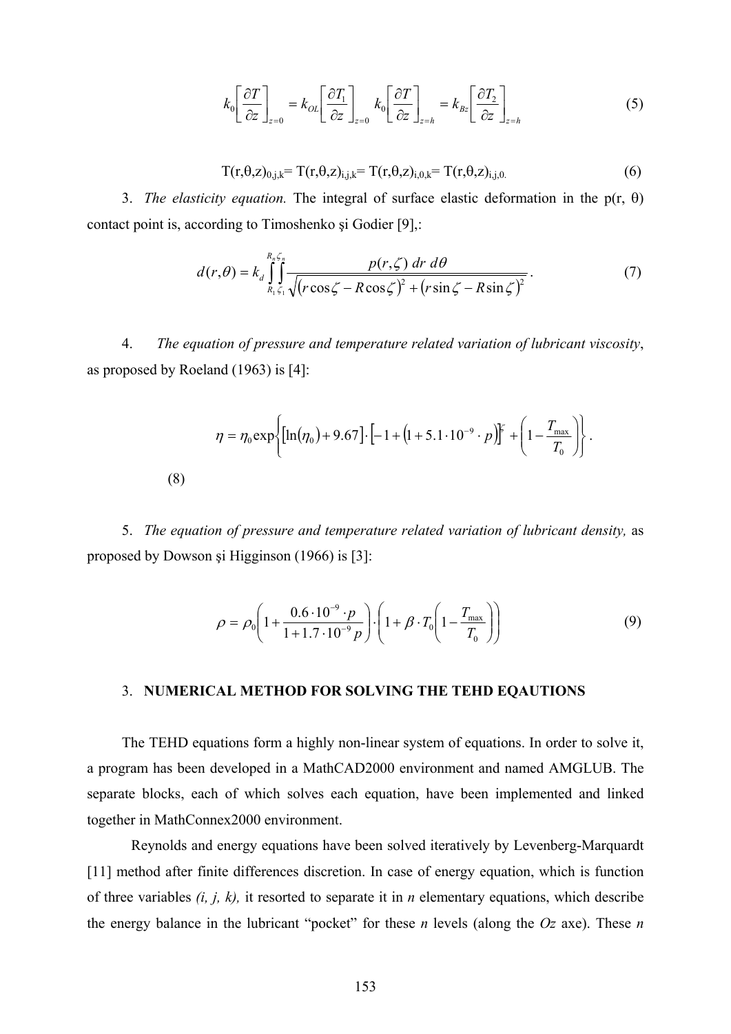$$k_0\left[\frac{\partial T}{\partial z}\right]_{z=0} = k_{OL}\left[\frac{\partial T_1}{\partial z}\right]_{z=0} \quad k_0\left[\frac{\partial T}{\partial z}\right]_{z=h} = k_{Bz}\left[\frac{\partial T_2}{\partial z}\right]_{z=h} \tag{5}$$

$$T(r,\theta,z)_{0,j,k} = T(r,\theta,z)_{i,j,k} = T(r,\theta,z)_{i,0,k} = T(r,\theta,z)_{i,j,0.} \tag{6}$$

3. *The elasticity equation.* The integral of surface elastic deformation in the p(r, θ) contact point is, according to Timoshenko şi Godier [9],:

$$d(r,\theta) = k_d \int_{R_1}^{R_n}\int_{\zeta_1}^{\zeta_n} \frac{p(r,\zeta)\ dr\ d\theta}{\sqrt{(r\cos\zeta - R\cos\zeta)^2 + (r\sin\zeta - R\sin\zeta)^2}}. \tag{7}$$

4. *The equation of pressure and temperature related variation of lubricant viscosity*, as proposed by Roeland (1963) is [4]:

$$\eta = \eta_0 \exp\left\{[\ln(\eta_0) + 9.67]\cdot\left[-1 + \left(1 + 5.1\cdot 10^{-9}\cdot p\right)\right]^{\zeta} + \left(1 - \frac{T_{\max}}{T_0}\right)\right\}. \tag{8}$$

5. *The equation of pressure and temperature related variation of lubricant density,* as proposed by Dowson şi Higginson (1966) is [3]:

$$\rho = \rho_0\left(1 + \frac{0.6\cdot 10^{-9}\cdot p}{1 + 1.7\cdot 10^{-9}\,p}\right)\cdot\left(1 + \beta\cdot T_0\left(1 - \frac{T_{\max}}{T_0}\right)\right) \tag{9}$$

## 3. NUMERICAL METHOD FOR SOLVING THE TEHD EQAUTIONS

The TEHD equations form a highly non-linear system of equations. In order to solve it, a program has been developed in a MathCAD2000 environment and named AMGLUB. The separate blocks, each of which solves each equation, have been implemented and linked together in MathConnex2000 environment.

Reynolds and energy equations have been solved iteratively by Levenberg-Marquardt [11] method after finite differences discretion. In case of energy equation, which is function of three variables *(i, j, k),* it resorted to separate it in *n* elementary equations, which describe the energy balance in the lubricant "pocket" for these *n* levels (along the *Oz* axe). These *n*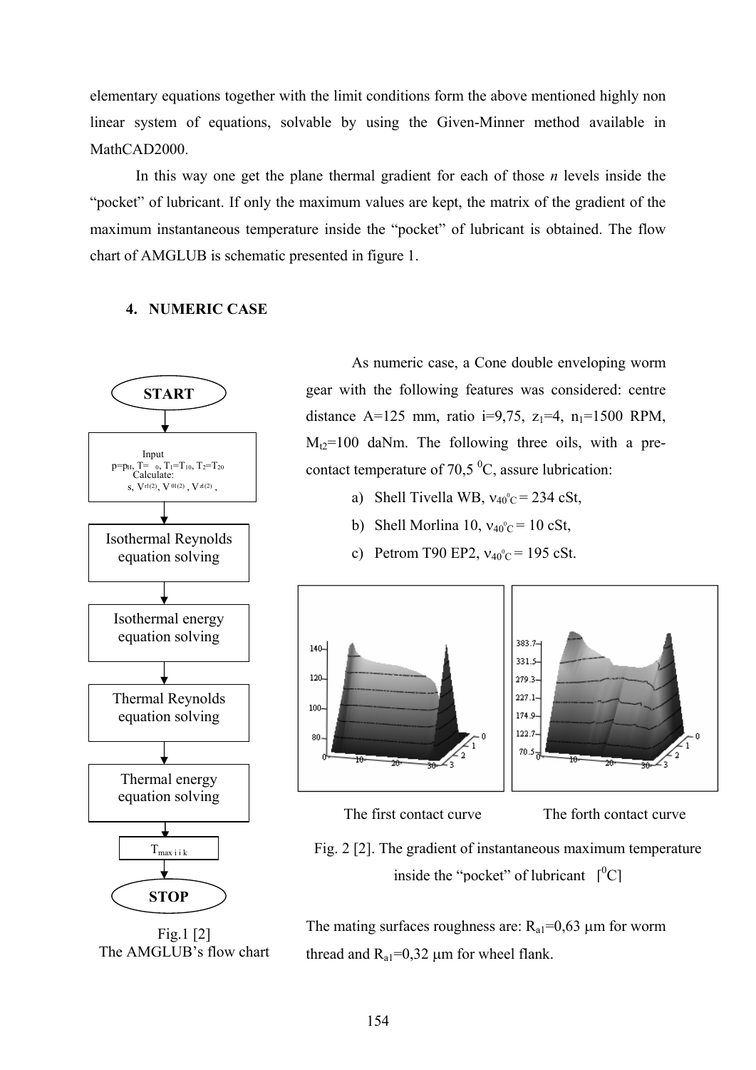elementary equations together with the limit conditions form the above mentioned highly non linear system of equations, solvable by using the Given-Minner method available in MathCAD2000.

In this way one get the plane thermal gradient for each of those *n* levels inside the "pocket" of lubricant. If only the maximum values are kept, the matrix of the gradient of the maximum instantaneous temperature inside the "pocket" of lubricant is obtained. The flow chart of AMGLUB is schematic presented in figure 1.

## 4. NUMERIC CASE

START

Input $p=p_H$, $T=T_0$, $T_1=T_{10}$, $T_2=T_{20}$
Calculate: s, $V_{r1(2)}$, $V_{01(2)}$, $V_{z1(2)}$,

Isothermal Reynolds equation solving

Isothermal energy equation solving

Thermal Reynolds equation solving

Thermal energy equation solving

$T_{max\ i\ j\ k}$

STOP

Fig.1 [2]
The AMGLUB's flow chart

As numeric case, a Cone double enveloping worm gear with the following features was considered: centre distance A=125 mm, ratio i=9,75, $z_1$=4, $n_1$=1500 RPM, $M_{t2}$=100 daNm. The following three oils, with a pre-contact temperature of 70,5 $^0$C, assure lubrication:

a) Shell Tivella WB, $\nu_{40^0C}$ = 234 cSt,
b) Shell Morlina 10, $\nu_{40^0C}$ = 10 cSt,
c) Petrom T90 EP2, $\nu_{40^0C}$ = 195 cSt.

The first contact curve The forth contact curve

Fig. 2 [2]. The gradient of instantaneous maximum temperature inside the "pocket" of lubricant [$^0$C]

The mating surfaces roughness are: $R_{a1}$=0,63 μm for worm thread and $R_{a1}$=0,32 μm for wheel flank.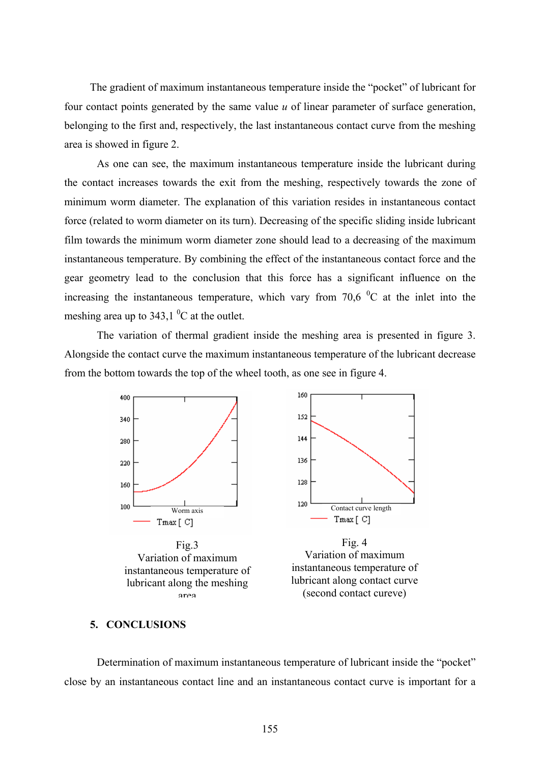The gradient of maximum instantaneous temperature inside the "pocket" of lubricant for four contact points generated by the same value *u* of linear parameter of surface generation, belonging to the first and, respectively, the last instantaneous contact curve from the meshing area is showed in figure 2.

As one can see, the maximum instantaneous temperature inside the lubricant during the contact increases towards the exit from the meshing, respectively towards the zone of minimum worm diameter. The explanation of this variation resides in instantaneous contact force (related to worm diameter on its turn). Decreasing of the specific sliding inside lubricant film towards the minimum worm diameter zone should lead to a decreasing of the maximum instantaneous temperature. By combining the effect of the instantaneous contact force and the gear geometry lead to the conclusion that this force has a significant influence on the increasing the instantaneous temperature, which vary from 70,6 $^{0}$C at the inlet into the meshing area up to 343,1 $^{0}$C at the outlet.

The variation of thermal gradient inside the meshing area is presented in figure 3. Alongside the contact curve the maximum instantaneous temperature of the lubricant decrease from the bottom towards the top of the wheel tooth, as one see in figure 4.

Fig.3
Variation of maximum instantaneous temperature of lubricant along the meshing area

Fig. 4
Variation of maximum instantaneous temperature of lubricant along contact curve (second contact cureve)

## 5. CONCLUSIONS

Determination of maximum instantaneous temperature of lubricant inside the "pocket" close by an instantaneous contact line and an instantaneous contact curve is important for a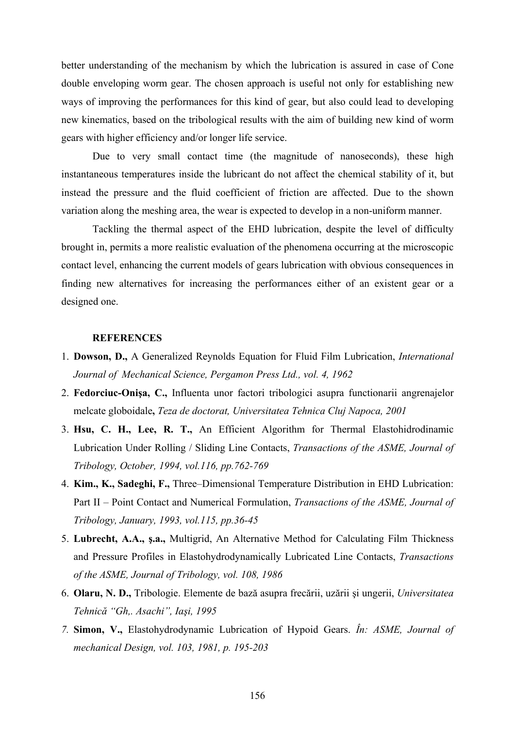better understanding of the mechanism by which the lubrication is assured in case of Cone double enveloping worm gear. The chosen approach is useful not only for establishing new ways of improving the performances for this kind of gear, but also could lead to developing new kinematics, based on the tribological results with the aim of building new kind of worm gears with higher efficiency and/or longer life service.

Due to very small contact time (the magnitude of nanoseconds), these high instantaneous temperatures inside the lubricant do not affect the chemical stability of it, but instead the pressure and the fluid coefficient of friction are affected. Due to the shown variation along the meshing area, the wear is expected to develop in a non-uniform manner.

Tackling the thermal aspect of the EHD lubrication, despite the level of difficulty brought in, permits a more realistic evaluation of the phenomena occurring at the microscopic contact level, enhancing the current models of gears lubrication with obvious consequences in finding new alternatives for increasing the performances either of an existent gear or a designed one.

**REFERENCES**

1. **Dowson, D.,** A Generalized Reynolds Equation for Fluid Film Lubrication, *International Journal of Mechanical Science, Pergamon Press Ltd., vol. 4, 1962*
2. **Fedorciuc-Onişa, C.,** Influenta unor factori tribologici asupra functionarii angrenajelor melcate globoidale**,** *Teza de doctorat, Universitatea Tehnica Cluj Napoca, 2001*
3. **Hsu, C. H., Lee, R. T.,** An Efficient Algorithm for Thermal Elastohidrodinamic Lubrication Under Rolling / Sliding Line Contacts, *Transactions of the ASME, Journal of Tribology, October, 1994, vol.116, pp.762-769*
4. **Kim., K., Sadeghi, F.,** Three–Dimensional Temperature Distribution in EHD Lubrication: Part II – Point Contact and Numerical Formulation, *Transactions of the ASME, Journal of Tribology, January, 1993, vol.115, pp.36-45*
5. **Lubrecht, A.A., ş.a.,** Multigrid, An Alternative Method for Calculating Film Thickness and Pressure Profiles in Elastohydrodynamically Lubricated Line Contacts, *Transactions of the ASME, Journal of Tribology, vol. 108, 1986*
6. **Olaru, N. D.,** Tribologie. Elemente de bază asupra frecării, uzării şi ungerii, *Universitatea Tehnică "Gh,. Asachi", Iaşi, 1995*
7. **Simon, V.,** Elastohydrodynamic Lubrication of Hypoid Gears. *În: ASME, Journal of mechanical Design, vol. 103, 1981, p. 195-203*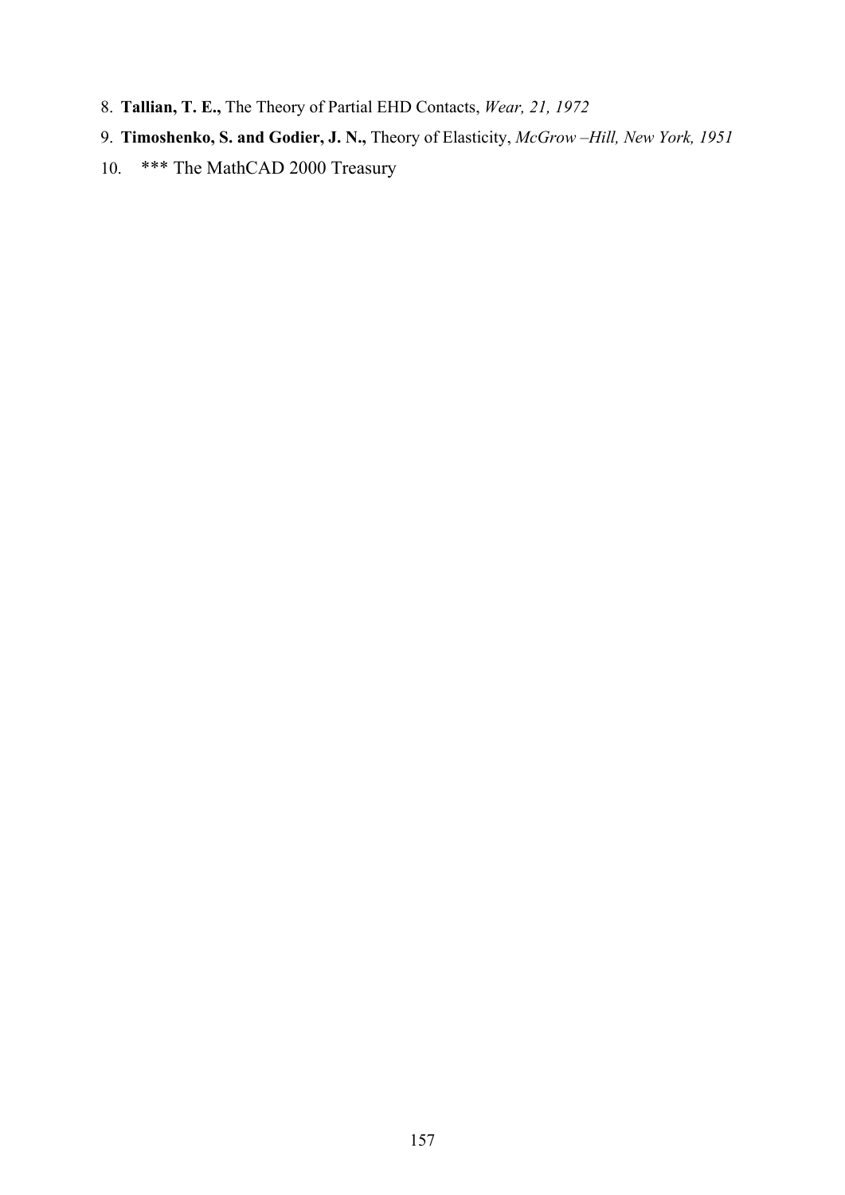8. **Tallian, T. E.,** The Theory of Partial EHD Contacts, *Wear, 21, 1972*
9. **Timoshenko, S. and Godier, J. N.,** Theory of Elasticity, *McGrow –Hill, New York, 1951*
10. *** The MathCAD 2000 Treasury